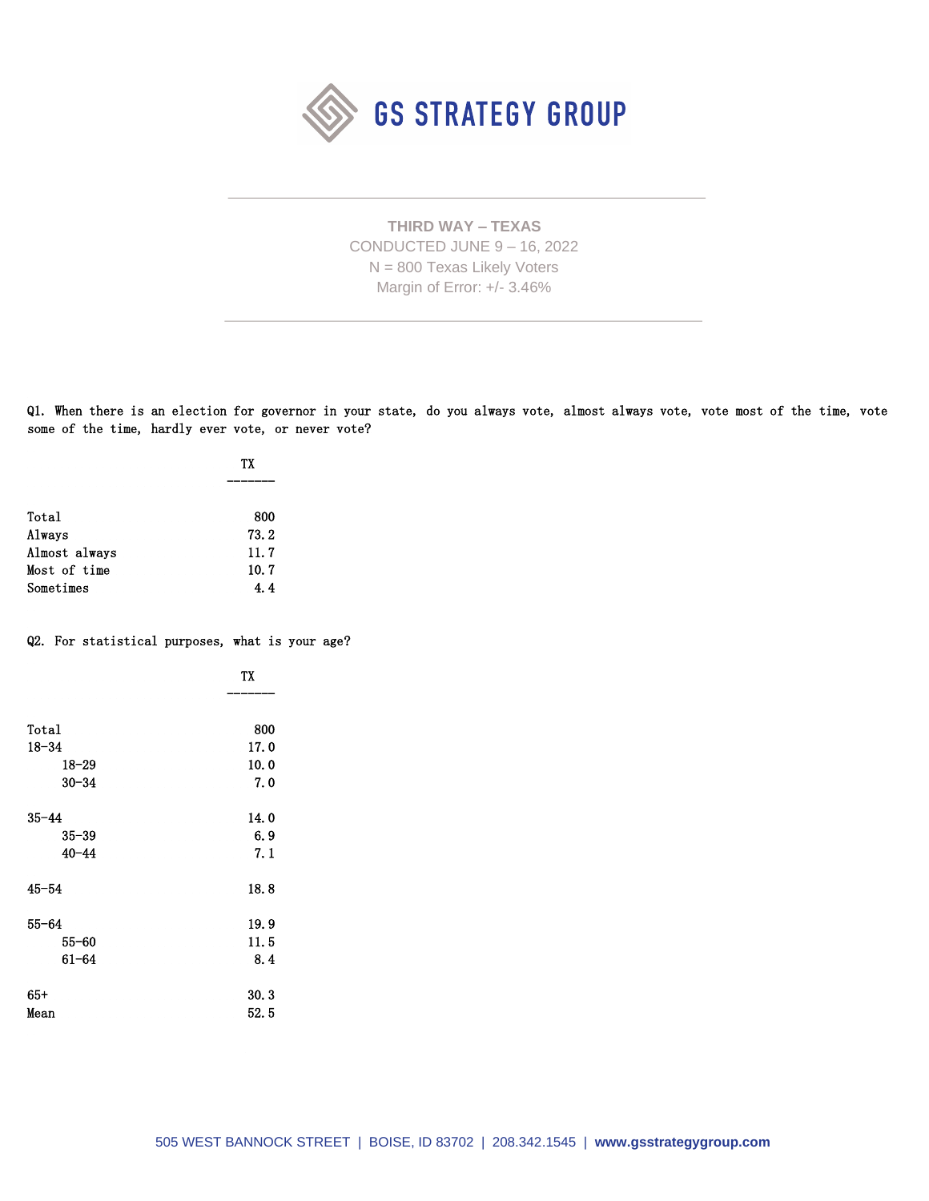GS STRATEGY GROUP

**THIRD WAY – TEXAS**

CONDUCTED JUNE 9 – 16, 2022

N = 800 Texas Likely Voters

Margin of Error: +/- 3.46%

Q1. When there is an election for governor in your state, do you always vote, almost always vote, vote most of the time, vote some of the time, hardly ever vote, or never vote?

| | TX |
|---|---|
| Total | 800 |
| Always | 73.2 |
| Almost always | 11.7 |
| Most of time | 10.7 |
| Sometimes | 4.4 |

Q2. For statistical purposes, what is your age?

| | TX |
|---|---|
| Total | 800 |
| 18-34 | 17.0 |
| 18-29 | 10.0 |
| 30-34 | 7.0 |
| 35-44 | 14.0 |
| 35-39 | 6.9 |
| 40-44 | 7.1 |
| 45-54 | 18.8 |
| 55-64 | 19.9 |
| 55-60 | 11.5 |
| 61-64 | 8.4 |
| 65+ | 30.3 |
| Mean | 52.5 |

505 WEST BANNOCK STREET | BOISE, ID 83702 | 208.342.1545 | **www.gsstrategygroup.com**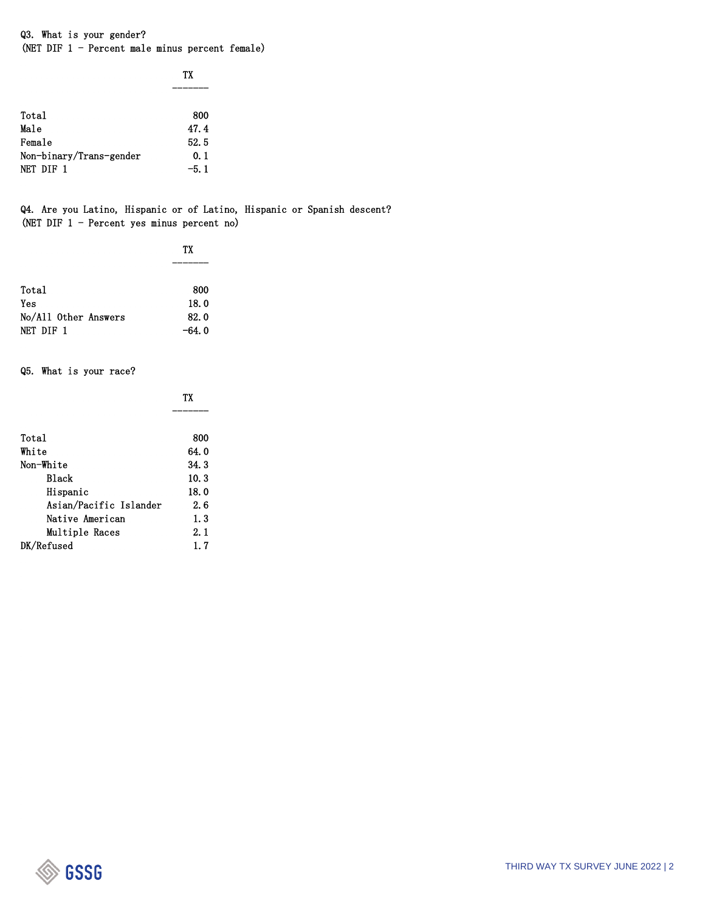Q3. What is your gender?
(NET DIF 1 - Percent male minus percent female)

| | TX |
|---|---|
| Total | 800 |
| Male | 47.4 |
| Female | 52.5 |
| Non-binary/Trans-gender | 0.1 |
| NET DIF 1 | -5.1 |

Q4. Are you Latino, Hispanic or of Latino, Hispanic or Spanish descent?
(NET DIF 1 - Percent yes minus percent no)

| | TX |
|---|---|
| Total | 800 |
| Yes | 18.0 |
| No/All Other Answers | 82.0 |
| NET DIF 1 | -64.0 |

Q5. What is your race?

| | TX |
|---|---|
| Total | 800 |
| White | 64.0 |
| Non-White | 34.3 |
| Black | 10.3 |
| Hispanic | 18.0 |
| Asian/Pacific Islander | 2.6 |
| Native American | 1.3 |
| Multiple Races | 2.1 |
| DK/Refused | 1.7 |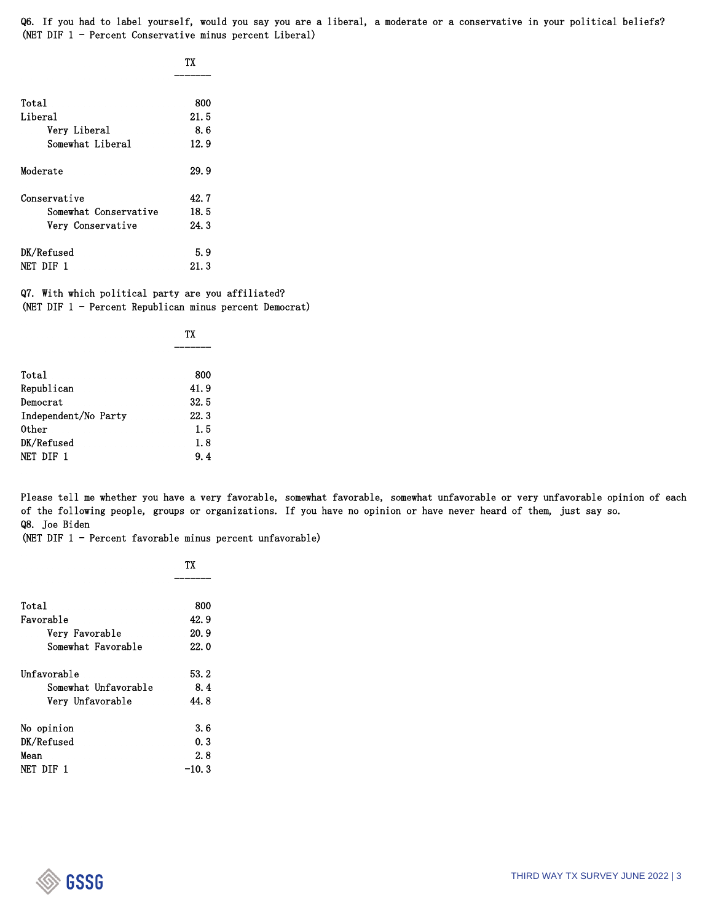Q6. If you had to label yourself, would you say you are a liberal, a moderate or a conservative in your political beliefs?
(NET DIF 1 - Percent Conservative minus percent Liberal)

| | TX |
|---|---|
| Total | 800 |
| Liberal | 21.5 |
| Very Liberal | 8.6 |
| Somewhat Liberal | 12.9 |
| Moderate | 29.9 |
| Conservative | 42.7 |
| Somewhat Conservative | 18.5 |
| Very Conservative | 24.3 |
| DK/Refused | 5.9 |
| NET DIF 1 | 21.3 |

Q7. With which political party are you affiliated?
(NET DIF 1 - Percent Republican minus percent Democrat)

| | TX |
|---|---|
| Total | 800 |
| Republican | 41.9 |
| Democrat | 32.5 |
| Independent/No Party | 22.3 |
| Other | 1.5 |
| DK/Refused | 1.8 |
| NET DIF 1 | 9.4 |

Please tell me whether you have a very favorable, somewhat favorable, somewhat unfavorable or very unfavorable opinion of each of the following people, groups or organizations. If you have no opinion or have never heard of them, just say so.

Q8. Joe Biden
(NET DIF 1 - Percent favorable minus percent unfavorable)

| | TX |
|---|---|
| Total | 800 |
| Favorable | 42.9 |
| Very Favorable | 20.9 |
| Somewhat Favorable | 22.0 |
| Unfavorable | 53.2 |
| Somewhat Unfavorable | 8.4 |
| Very Unfavorable | 44.8 |
| No opinion | 3.6 |
| DK/Refused | 0.3 |
| Mean | 2.8 |
| NET DIF 1 | -10.3 |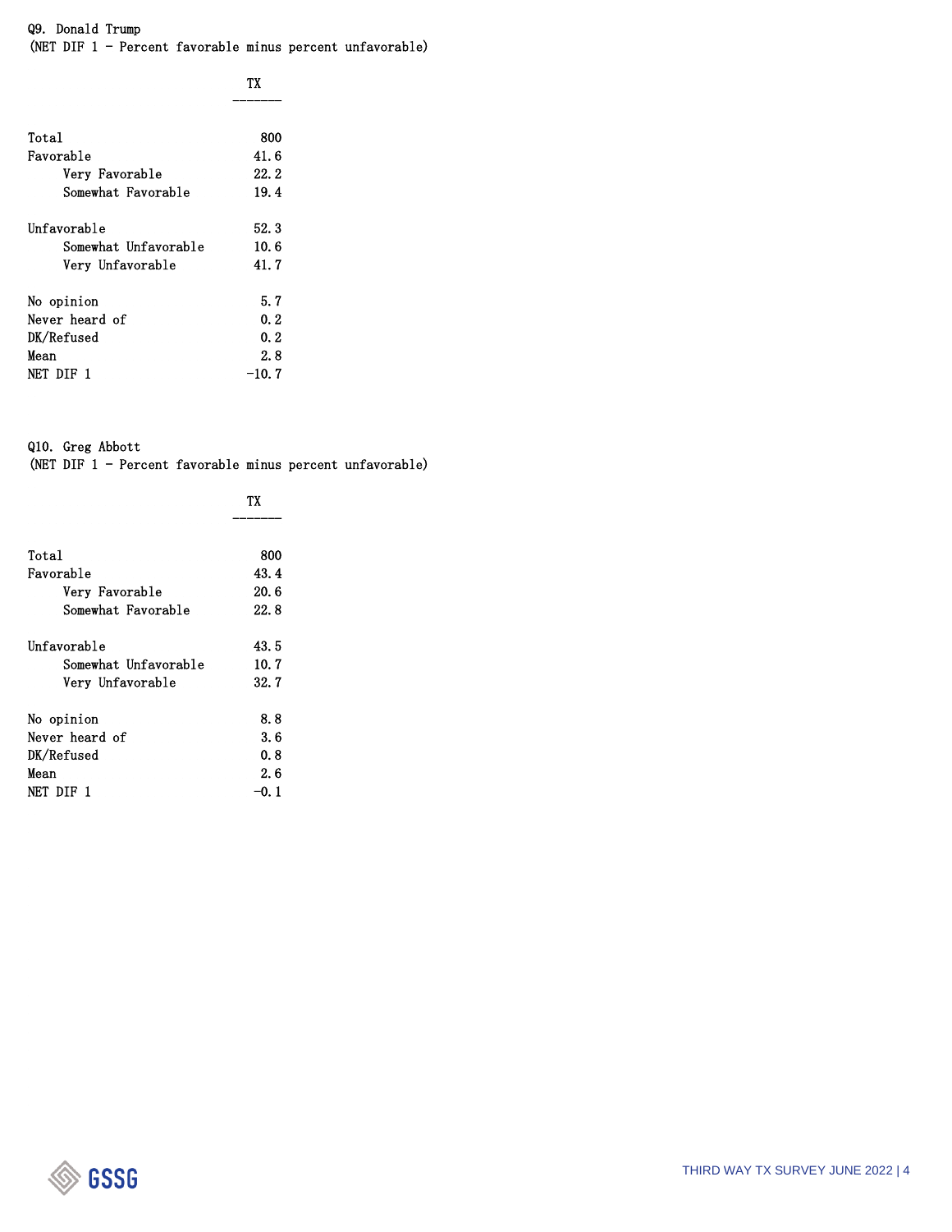Q9. Donald Trump
(NET DIF 1 - Percent favorable minus percent unfavorable)

| | TX |
|---|---|
| Total | 800 |
| Favorable | 41.6 |
| Very Favorable | 22.2 |
| Somewhat Favorable | 19.4 |
| Unfavorable | 52.3 |
| Somewhat Unfavorable | 10.6 |
| Very Unfavorable | 41.7 |
| No opinion | 5.7 |
| Never heard of | 0.2 |
| DK/Refused | 0.2 |
| Mean | 2.8 |
| NET DIF 1 | -10.7 |

Q10. Greg Abbott
(NET DIF 1 - Percent favorable minus percent unfavorable)

| | TX |
|---|---|
| Total | 800 |
| Favorable | 43.4 |
| Very Favorable | 20.6 |
| Somewhat Favorable | 22.8 |
| Unfavorable | 43.5 |
| Somewhat Unfavorable | 10.7 |
| Very Unfavorable | 32.7 |
| No opinion | 8.8 |
| Never heard of | 3.6 |
| DK/Refused | 0.8 |
| Mean | 2.6 |
| NET DIF 1 | -0.1 |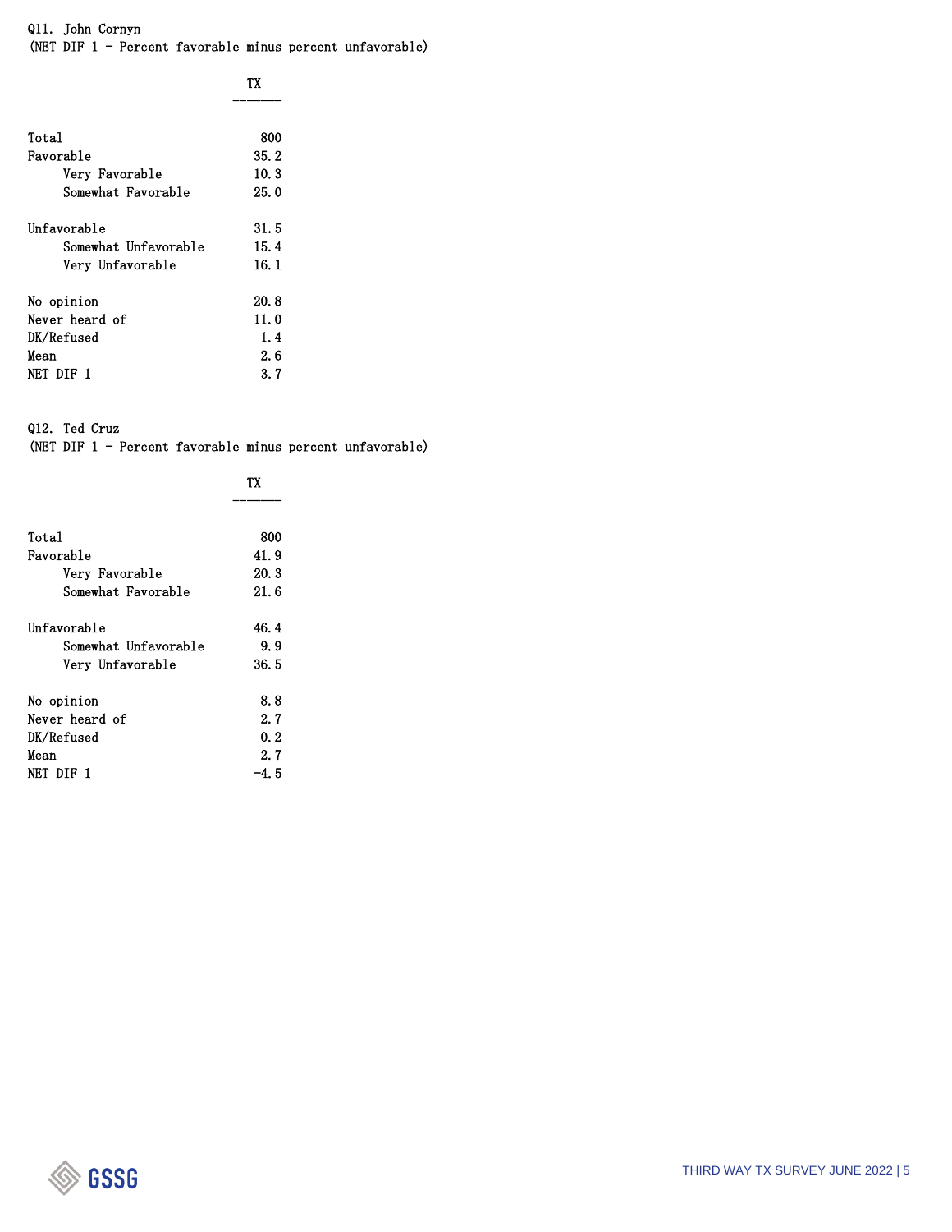Q11. John Cornyn
(NET DIF 1 - Percent favorable minus percent unfavorable)

| | TX |
|---|---|
| Total | 800 |
| Favorable | 35.2 |
| Very Favorable | 10.3 |
| Somewhat Favorable | 25.0 |
| | |
| Unfavorable | 31.5 |
| Somewhat Unfavorable | 15.4 |
| Very Unfavorable | 16.1 |
| | |
| No opinion | 20.8 |
| Never heard of | 11.0 |
| DK/Refused | 1.4 |
| Mean | 2.6 |
| NET DIF 1 | 3.7 |

Q12. Ted Cruz
(NET DIF 1 - Percent favorable minus percent unfavorable)

| | TX |
|---|---|
| Total | 800 |
| Favorable | 41.9 |
| Very Favorable | 20.3 |
| Somewhat Favorable | 21.6 |
| | |
| Unfavorable | 46.4 |
| Somewhat Unfavorable | 9.9 |
| Very Unfavorable | 36.5 |
| | |
| No opinion | 8.8 |
| Never heard of | 2.7 |
| DK/Refused | 0.2 |
| Mean | 2.7 |
| NET DIF 1 | -4.5 |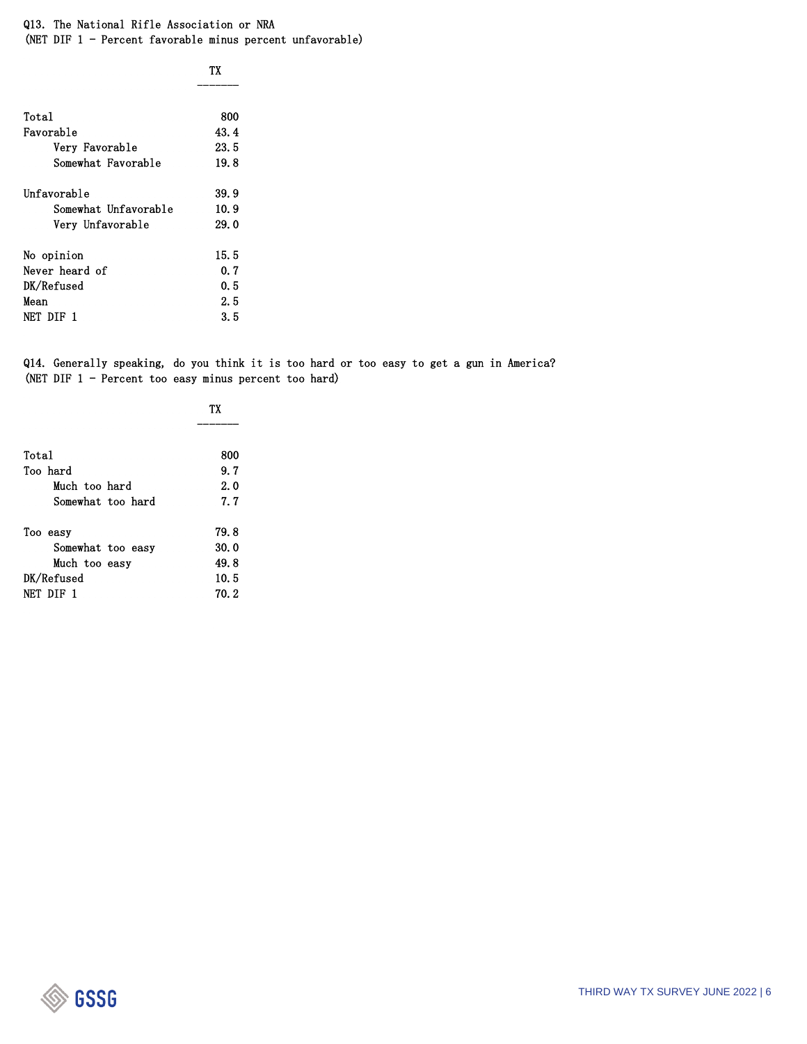Q13. The National Rifle Association or NRA
(NET DIF 1 - Percent favorable minus percent unfavorable)

| | TX |
|---|---|
| Total | 800 |
| Favorable | 43.4 |
| Very Favorable | 23.5 |
| Somewhat Favorable | 19.8 |
| Unfavorable | 39.9 |
| Somewhat Unfavorable | 10.9 |
| Very Unfavorable | 29.0 |
| No opinion | 15.5 |
| Never heard of | 0.7 |
| DK/Refused | 0.5 |
| Mean | 2.5 |
| NET DIF 1 | 3.5 |

Q14. Generally speaking, do you think it is too hard or too easy to get a gun in America?
(NET DIF 1 - Percent too easy minus percent too hard)

| | TX |
|---|---|
| Total | 800 |
| Too hard | 9.7 |
| Much too hard | 2.0 |
| Somewhat too hard | 7.7 |
| Too easy | 79.8 |
| Somewhat too easy | 30.0 |
| Much too easy | 49.8 |
| DK/Refused | 10.5 |
| NET DIF 1 | 70.2 |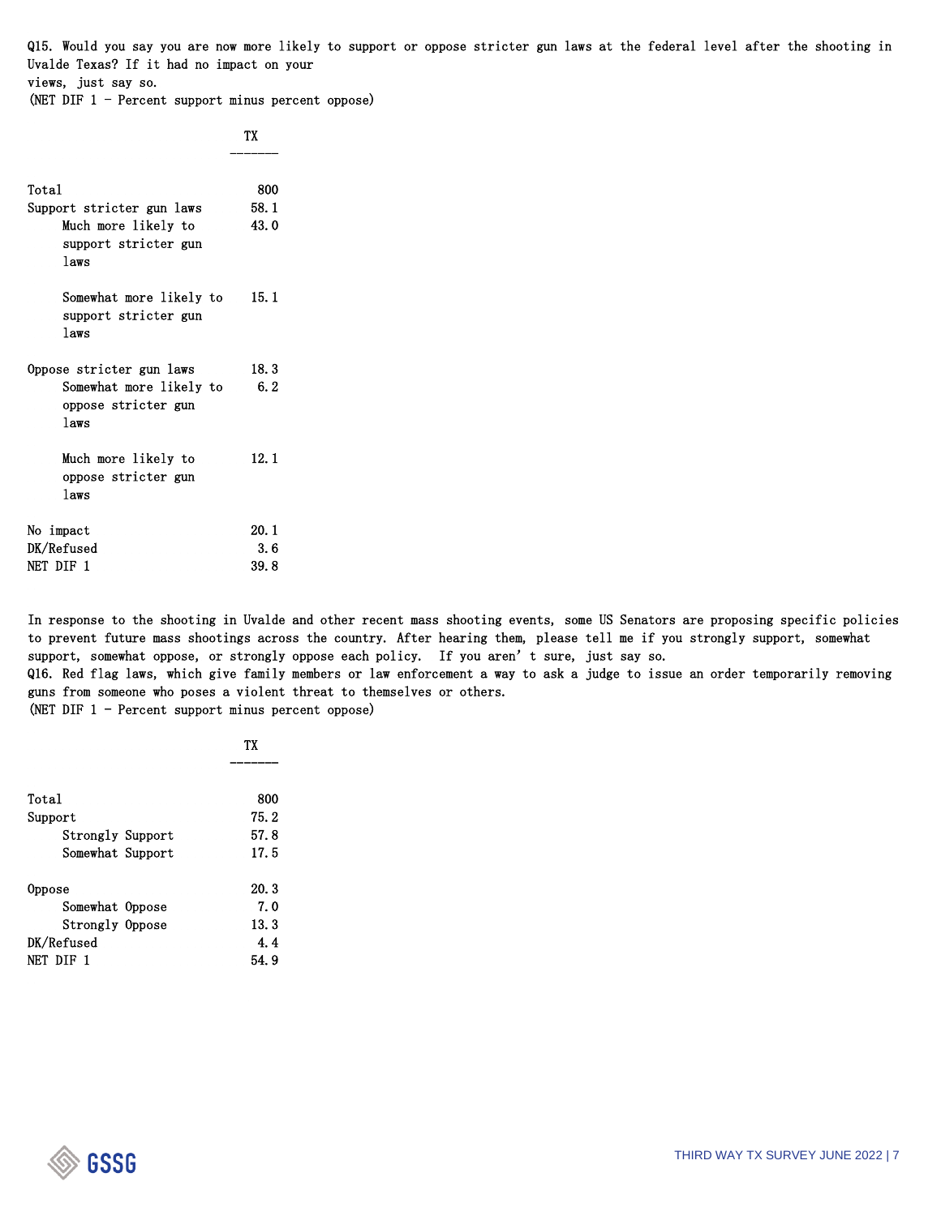Q15. Would you say you are now more likely to support or oppose stricter gun laws at the federal level after the shooting in Uvalde Texas? If it had no impact on your views, just say so.
(NET DIF 1 - Percent support minus percent oppose)

| | TX |
|---|---|
| Total | 800 |
| Support stricter gun laws | 58.1 |
| Much more likely to support stricter gun laws | 43.0 |
| Somewhat more likely to support stricter gun laws | 15.1 |
| Oppose stricter gun laws | 18.3 |
| Somewhat more likely to oppose stricter gun laws | 6.2 |
| Much more likely to oppose stricter gun laws | 12.1 |
| No impact | 20.1 |
| DK/Refused | 3.6 |
| NET DIF 1 | 39.8 |

In response to the shooting in Uvalde and other recent mass shooting events, some US Senators are proposing specific policies to prevent future mass shootings across the country. After hearing them, please tell me if you strongly support, somewhat support, somewhat oppose, or strongly oppose each policy. If you aren't sure, just say so.

Q16. Red flag laws, which give family members or law enforcement a way to ask a judge to issue an order temporarily removing guns from someone who poses a violent threat to themselves or others.
(NET DIF 1 - Percent support minus percent oppose)

| | TX |
|---|---|
| Total | 800 |
| Support | 75.2 |
| Strongly Support | 57.8 |
| Somewhat Support | 17.5 |
| Oppose | 20.3 |
| Somewhat Oppose | 7.0 |
| Strongly Oppose | 13.3 |
| DK/Refused | 4.4 |
| NET DIF 1 | 54.9 |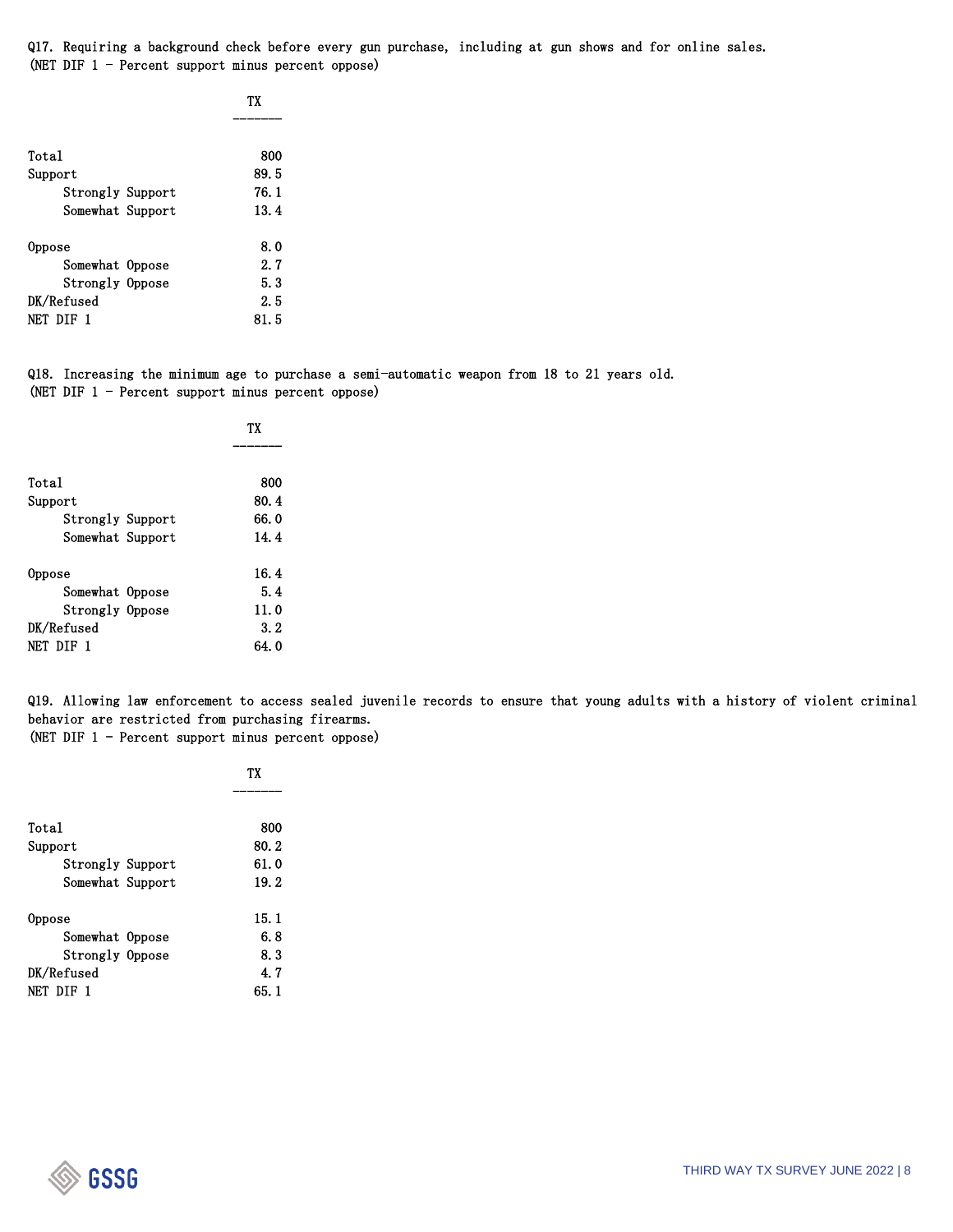Q17. Requiring a background check before every gun purchase, including at gun shows and for online sales.
(NET DIF 1 - Percent support minus percent oppose)

| | TX |
|---|---|
| Total | 800 |
| Support | 89.5 |
| Strongly Support | 76.1 |
| Somewhat Support | 13.4 |
| Oppose | 8.0 |
| Somewhat Oppose | 2.7 |
| Strongly Oppose | 5.3 |
| DK/Refused | 2.5 |
| NET DIF 1 | 81.5 |

Q18. Increasing the minimum age to purchase a semi-automatic weapon from 18 to 21 years old.
(NET DIF 1 - Percent support minus percent oppose)

| | TX |
|---|---|
| Total | 800 |
| Support | 80.4 |
| Strongly Support | 66.0 |
| Somewhat Support | 14.4 |
| Oppose | 16.4 |
| Somewhat Oppose | 5.4 |
| Strongly Oppose | 11.0 |
| DK/Refused | 3.2 |
| NET DIF 1 | 64.0 |

Q19. Allowing law enforcement to access sealed juvenile records to ensure that young adults with a history of violent criminal behavior are restricted from purchasing firearms.
(NET DIF 1 - Percent support minus percent oppose)

| | TX |
|---|---|
| Total | 800 |
| Support | 80.2 |
| Strongly Support | 61.0 |
| Somewhat Support | 19.2 |
| Oppose | 15.1 |
| Somewhat Oppose | 6.8 |
| Strongly Oppose | 8.3 |
| DK/Refused | 4.7 |
| NET DIF 1 | 65.1 |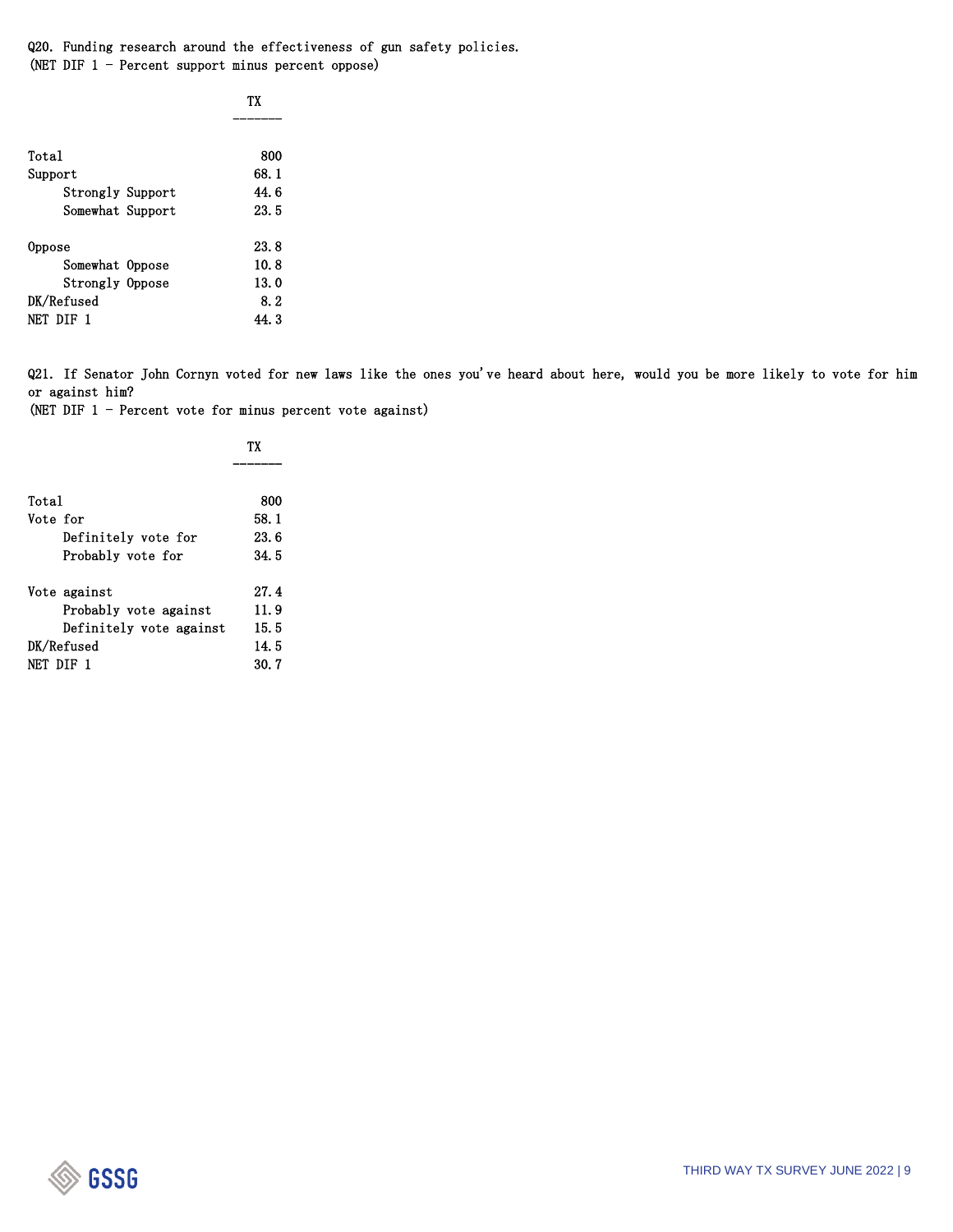Q20. Funding research around the effectiveness of gun safety policies.
(NET DIF 1 - Percent support minus percent oppose)

| | TX |
|---|---|
| Total | 800 |
| Support | 68.1 |
| Strongly Support | 44.6 |
| Somewhat Support | 23.5 |
| Oppose | 23.8 |
| Somewhat Oppose | 10.8 |
| Strongly Oppose | 13.0 |
| DK/Refused | 8.2 |
| NET DIF 1 | 44.3 |

Q21. If Senator John Cornyn voted for new laws like the ones you've heard about here, would you be more likely to vote for him or against him?
(NET DIF 1 - Percent vote for minus percent vote against)

| | TX |
|---|---|
| Total | 800 |
| Vote for | 58.1 |
| Definitely vote for | 23.6 |
| Probably vote for | 34.5 |
| Vote against | 27.4 |
| Probably vote against | 11.9 |
| Definitely vote against | 15.5 |
| DK/Refused | 14.5 |
| NET DIF 1 | 30.7 |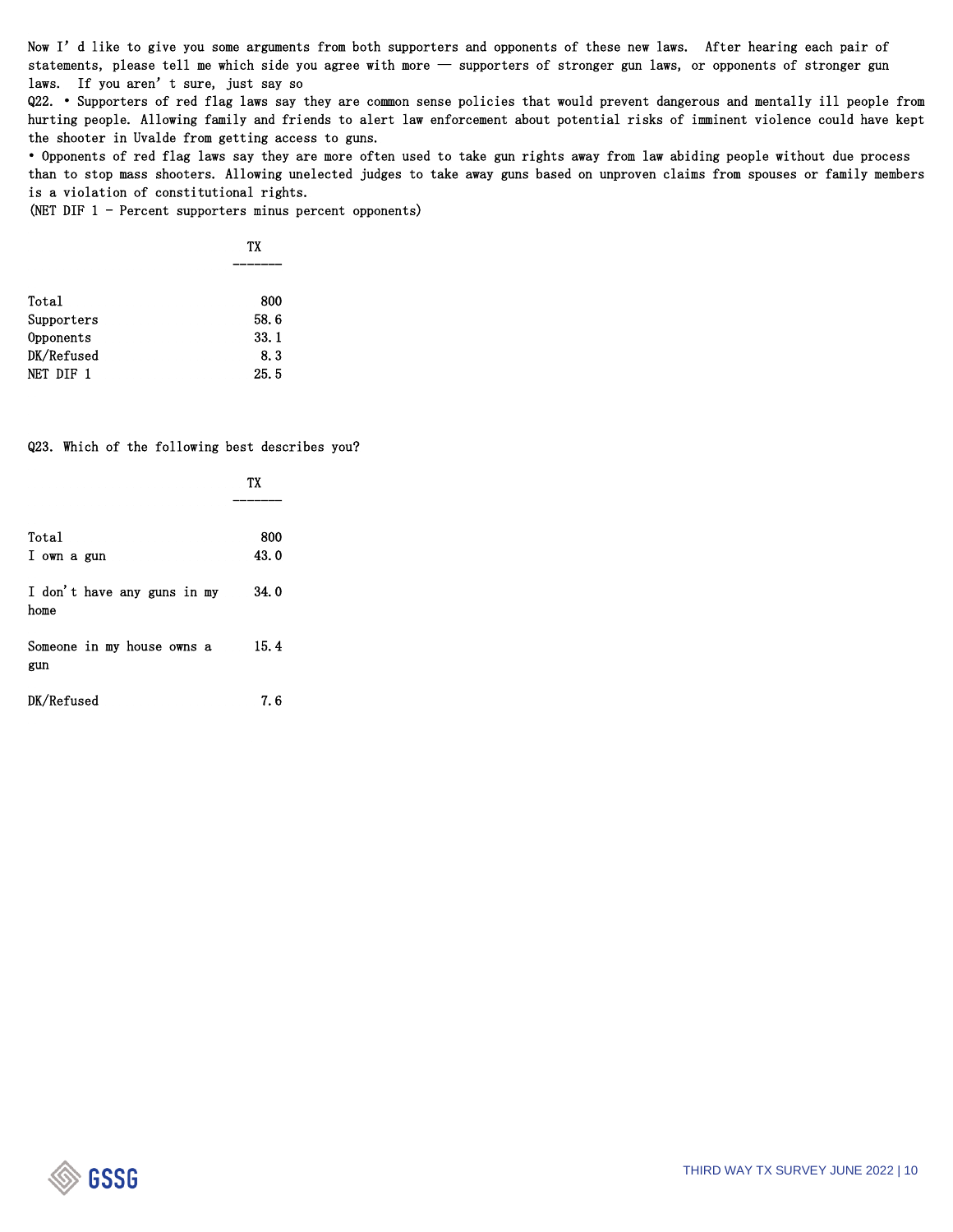Now I' d like to give you some arguments from both supporters and opponents of these new laws. After hearing each pair of statements, please tell me which side you agree with more — supporters of stronger gun laws, or opponents of stronger gun laws. If you aren' t sure, just say so

Q22. • Supporters of red flag laws say they are common sense policies that would prevent dangerous and mentally ill people from hurting people. Allowing family and friends to alert law enforcement about potential risks of imminent violence could have kept the shooter in Uvalde from getting access to guns.

• Opponents of red flag laws say they are more often used to take gun rights away from law abiding people without due process than to stop mass shooters. Allowing unelected judges to take away guns based on unproven claims from spouses or family members is a violation of constitutional rights.

(NET DIF 1 - Percent supporters minus percent opponents)

| | TX |
|---|---|
| Total | 800 |
| Supporters | 58.6 |
| Opponents | 33.1 |
| DK/Refused | 8.3 |
| NET DIF 1 | 25.5 |

Q23. Which of the following best describes you?

| | TX |
|---|---|
| Total | 800 |
| I own a gun | 43.0 |
| I don' t have any guns in my home | 34.0 |
| Someone in my house owns a gun | 15.4 |
| DK/Refused | 7.6 |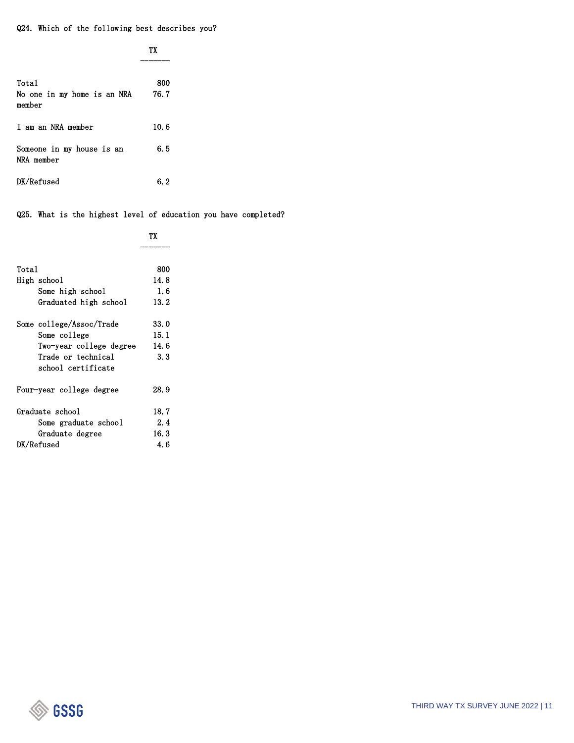Q24. Which of the following best describes you?

| | TX |
|---|---|
| Total | 800 |
| No one in my home is an NRA member | 76.7 |
| I am an NRA member | 10.6 |
| Someone in my house is an NRA member | 6.5 |
| DK/Refused | 6.2 |

Q25. What is the highest level of education you have completed?

| | TX |
|---|---|
| Total | 800 |
| High school | 14.8 |
| Some high school | 1.6 |
| Graduated high school | 13.2 |
| Some college/Assoc/Trade | 33.0 |
| Some college | 15.1 |
| Two-year college degree | 14.6 |
| Trade or technical school certificate | 3.3 |
| Four-year college degree | 28.9 |
| Graduate school | 18.7 |
| Some graduate school | 2.4 |
| Graduate degree | 16.3 |
| DK/Refused | 4.6 |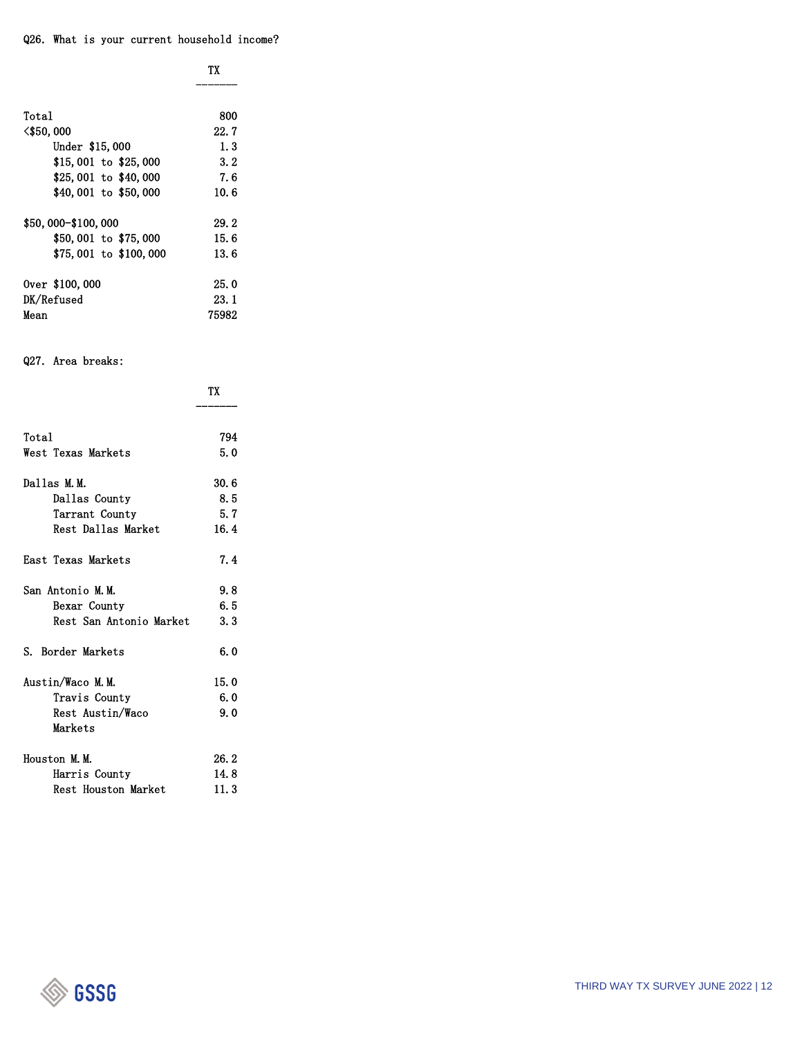Q26. What is your current household income?

| | TX |
|---|---|
| Total | 800 |
| <$50,000 | 22.7 |
| Under $15,000 | 1.3 |
| $15,001 to $25,000 | 3.2 |
| $25,001 to $40,000 | 7.6 |
| $40,001 to $50,000 | 10.6 |
| $50,000-$100,000 | 29.2 |
| $50,001 to $75,000 | 15.6 |
| $75,001 to $100,000 | 13.6 |
| Over $100,000 | 25.0 |
| DK/Refused | 23.1 |
| Mean | 75982 |

Q27. Area breaks:

| | TX |
|---|---|
| Total | 794 |
| West Texas Markets | 5.0 |
| Dallas M.M. | 30.6 |
| Dallas County | 8.5 |
| Tarrant County | 5.7 |
| Rest Dallas Market | 16.4 |
| East Texas Markets | 7.4 |
| San Antonio M.M. | 9.8 |
| Bexar County | 6.5 |
| Rest San Antonio Market | 3.3 |
| S. Border Markets | 6.0 |
| Austin/Waco M.M. | 15.0 |
| Travis County | 6.0 |
| Rest Austin/Waco Markets | 9.0 |
| Houston M.M. | 26.2 |
| Harris County | 14.8 |
| Rest Houston Market | 11.3 |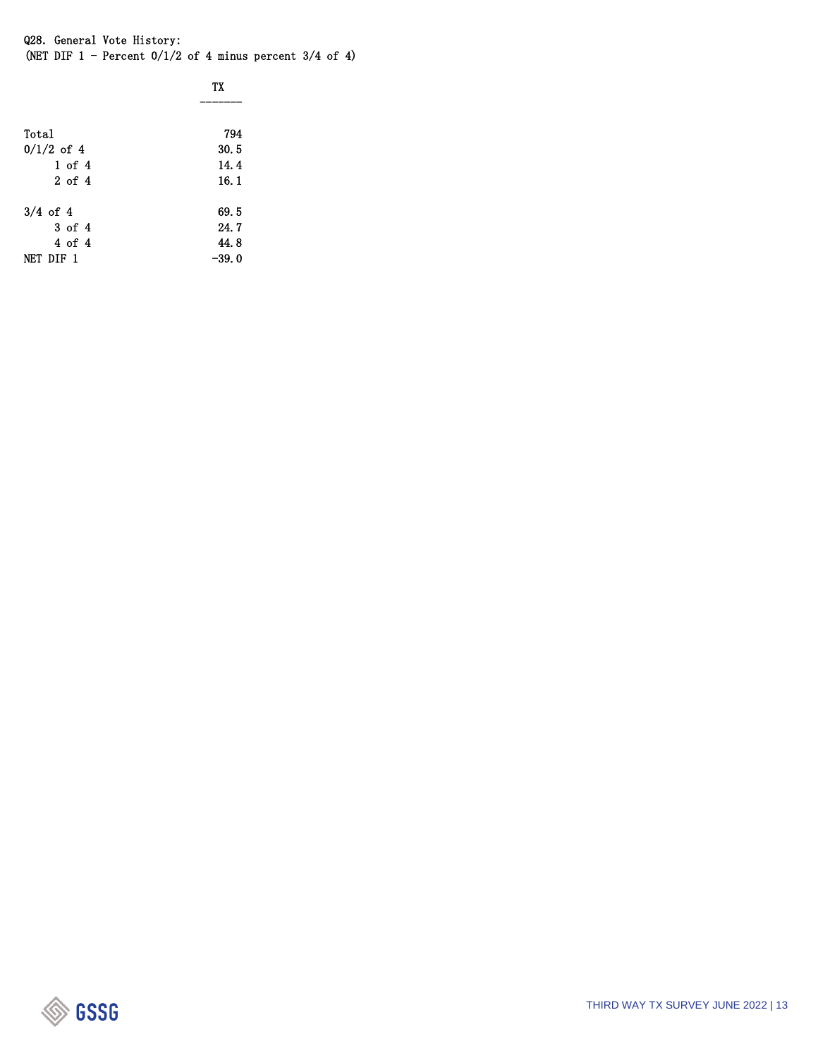Q28. General Vote History:
(NET DIF 1 - Percent 0/1/2 of 4 minus percent 3/4 of 4)

| | TX |
|---|---|
| Total | 794 |
| 0/1/2 of 4 | 30.5 |
| 1 of 4 | 14.4 |
| 2 of 4 | 16.1 |
| 3/4 of 4 | 69.5 |
| 3 of 4 | 24.7 |
| 4 of 4 | 44.8 |
| NET DIF 1 | -39.0 |